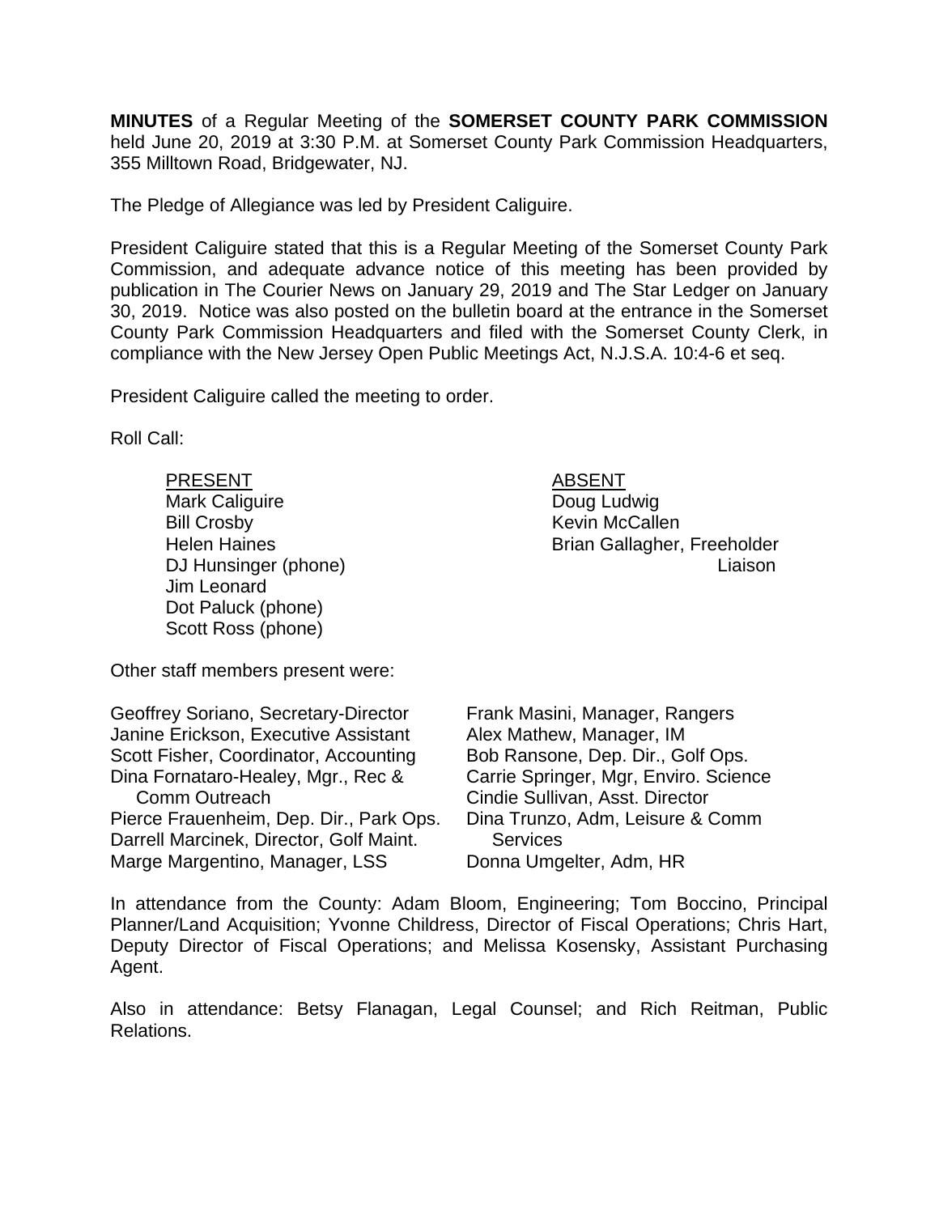**MINUTES** of a Regular Meeting of the **SOMERSET COUNTY PARK COMMISSION** held June 20, 2019 at 3:30 P.M. at Somerset County Park Commission Headquarters, 355 Milltown Road, Bridgewater, NJ.

The Pledge of Allegiance was led by President Caliguire.

President Caliguire stated that this is a Regular Meeting of the Somerset County Park Commission, and adequate advance notice of this meeting has been provided by publication in The Courier News on January 29, 2019 and The Star Ledger on January 30, 2019. Notice was also posted on the bulletin board at the entrance in the Somerset County Park Commission Headquarters and filed with the Somerset County Clerk, in compliance with the New Jersey Open Public Meetings Act, N.J.S.A. 10:4-6 et seq.

President Caliguire called the meeting to order.

Roll Call:

| PRESENT | ABSENT |
|---|---|
| Mark Caliguire | Doug Ludwig |
| Bill Crosby | Kevin McCallen |
| Helen Haines | Brian Gallagher, Freeholder Liaison |
| DJ Hunsinger (phone) | |
| Jim Leonard | |
| Dot Paluck (phone) | |
| Scott Ross (phone) | |

Other staff members present were:

| | |
|---|---|
| Geoffrey Soriano, Secretary-Director | Frank Masini, Manager, Rangers |
| Janine Erickson, Executive Assistant | Alex Mathew, Manager, IM |
| Scott Fisher, Coordinator, Accounting | Bob Ransone, Dep. Dir., Golf Ops. |
| Dina Fornataro-Healey, Mgr., Rec & Comm Outreach | Carrie Springer, Mgr, Enviro. Science |
| Pierce Frauenheim, Dep. Dir., Park Ops. | Cindie Sullivan, Asst. Director |
| Darrell Marcinek, Director, Golf Maint. | Dina Trunzo, Adm, Leisure & Comm Services |
| Marge Margentino, Manager, LSS | Donna Umgelter, Adm, HR |

In attendance from the County: Adam Bloom, Engineering; Tom Boccino, Principal Planner/Land Acquisition; Yvonne Childress, Director of Fiscal Operations; Chris Hart, Deputy Director of Fiscal Operations; and Melissa Kosensky, Assistant Purchasing Agent.

Also in attendance: Betsy Flanagan, Legal Counsel; and Rich Reitman, Public Relations.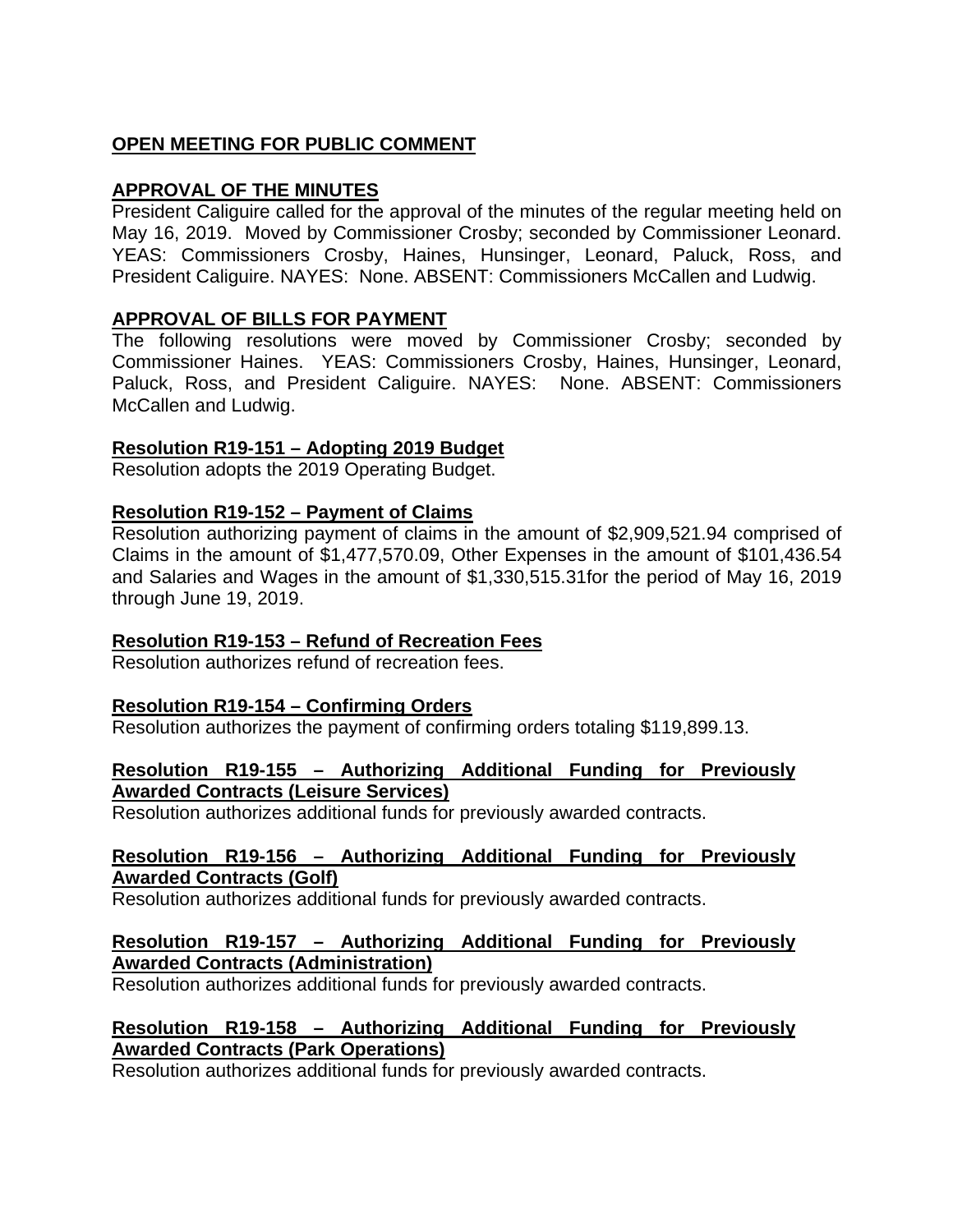**OPEN MEETING FOR PUBLIC COMMENT**

**APPROVAL OF THE MINUTES**

President Caliguire called for the approval of the minutes of the regular meeting held on May 16, 2019. Moved by Commissioner Crosby; seconded by Commissioner Leonard. YEAS: Commissioners Crosby, Haines, Hunsinger, Leonard, Paluck, Ross, and President Caliguire. NAYES: None. ABSENT: Commissioners McCallen and Ludwig.

**APPROVAL OF BILLS FOR PAYMENT**

The following resolutions were moved by Commissioner Crosby; seconded by Commissioner Haines. YEAS: Commissioners Crosby, Haines, Hunsinger, Leonard, Paluck, Ross, and President Caliguire. NAYES: None. ABSENT: Commissioners McCallen and Ludwig.

**Resolution R19-151 – Adopting 2019 Budget**

Resolution adopts the 2019 Operating Budget.

**Resolution R19-152 – Payment of Claims**

Resolution authorizing payment of claims in the amount of $2,909,521.94 comprised of Claims in the amount of $1,477,570.09, Other Expenses in the amount of $101,436.54 and Salaries and Wages in the amount of $1,330,515.31for the period of May 16, 2019 through June 19, 2019.

**Resolution R19-153 – Refund of Recreation Fees**

Resolution authorizes refund of recreation fees.

**Resolution R19-154 – Confirming Orders**

Resolution authorizes the payment of confirming orders totaling $119,899.13.

**Resolution R19-155 – Authorizing Additional Funding for Previously Awarded Contracts (Leisure Services)**

Resolution authorizes additional funds for previously awarded contracts.

**Resolution R19-156 – Authorizing Additional Funding for Previously Awarded Contracts (Golf)**

Resolution authorizes additional funds for previously awarded contracts.

**Resolution R19-157 – Authorizing Additional Funding for Previously Awarded Contracts (Administration)**

Resolution authorizes additional funds for previously awarded contracts.

**Resolution R19-158 – Authorizing Additional Funding for Previously Awarded Contracts (Park Operations)**

Resolution authorizes additional funds for previously awarded contracts.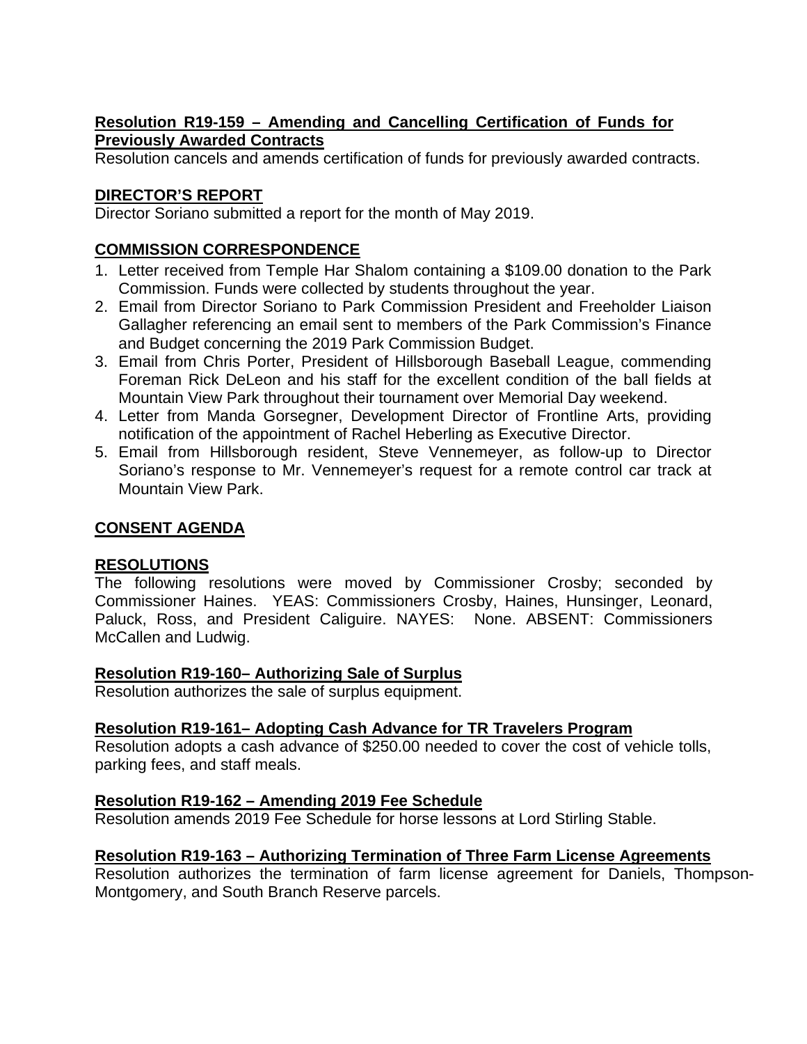**Resolution R19-159 – Amending and Cancelling Certification of Funds for Previously Awarded Contracts**
Resolution cancels and amends certification of funds for previously awarded contracts.

**DIRECTOR'S REPORT**
Director Soriano submitted a report for the month of May 2019.

**COMMISSION CORRESPONDENCE**

1. Letter received from Temple Har Shalom containing a $109.00 donation to the Park Commission. Funds were collected by students throughout the year.
2. Email from Director Soriano to Park Commission President and Freeholder Liaison Gallagher referencing an email sent to members of the Park Commission's Finance and Budget concerning the 2019 Park Commission Budget.
3. Email from Chris Porter, President of Hillsborough Baseball League, commending Foreman Rick DeLeon and his staff for the excellent condition of the ball fields at Mountain View Park throughout their tournament over Memorial Day weekend.
4. Letter from Manda Gorsegner, Development Director of Frontline Arts, providing notification of the appointment of Rachel Heberling as Executive Director.
5. Email from Hillsborough resident, Steve Vennemeyer, as follow-up to Director Soriano's response to Mr. Vennemeyer's request for a remote control car track at Mountain View Park.

**CONSENT AGENDA**

**RESOLUTIONS**
The following resolutions were moved by Commissioner Crosby; seconded by Commissioner Haines. YEAS: Commissioners Crosby, Haines, Hunsinger, Leonard, Paluck, Ross, and President Caliguire. NAYES: None. ABSENT: Commissioners McCallen and Ludwig.

**Resolution R19-160– Authorizing Sale of Surplus**
Resolution authorizes the sale of surplus equipment.

**Resolution R19-161– Adopting Cash Advance for TR Travelers Program**
Resolution adopts a cash advance of $250.00 needed to cover the cost of vehicle tolls, parking fees, and staff meals.

**Resolution R19-162 – Amending 2019 Fee Schedule**
Resolution amends 2019 Fee Schedule for horse lessons at Lord Stirling Stable.

**Resolution R19-163 – Authorizing Termination of Three Farm License Agreements**
Resolution authorizes the termination of farm license agreement for Daniels, Thompson-Montgomery, and South Branch Reserve parcels.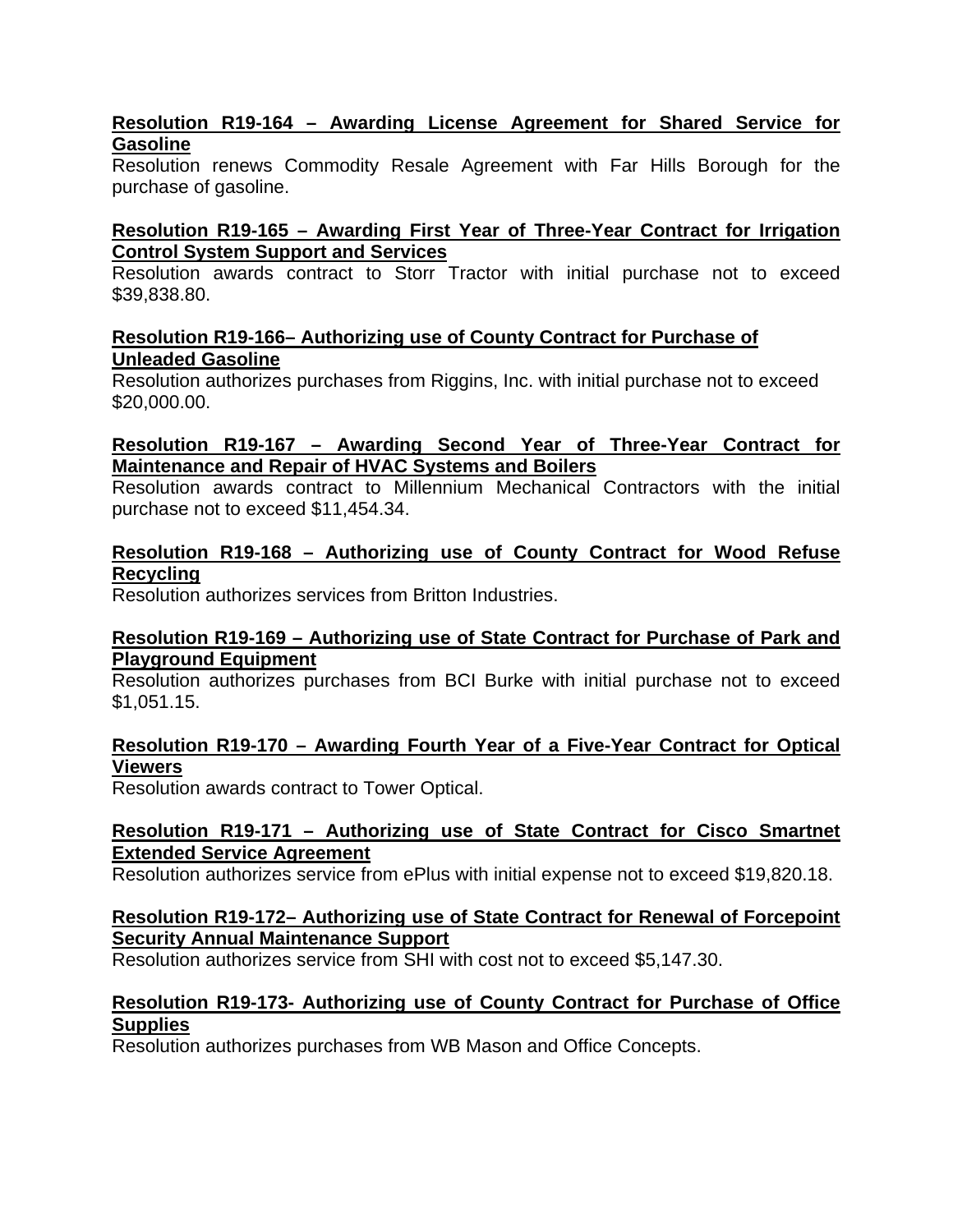**Resolution R19-164 – Awarding License Agreement for Shared Service for Gasoline**

Resolution renews Commodity Resale Agreement with Far Hills Borough for the purchase of gasoline.

**Resolution R19-165 – Awarding First Year of Three-Year Contract for Irrigation Control System Support and Services**

Resolution awards contract to Storr Tractor with initial purchase not to exceed $39,838.80.

**Resolution R19-166– Authorizing use of County Contract for Purchase of Unleaded Gasoline**

Resolution authorizes purchases from Riggins, Inc. with initial purchase not to exceed $20,000.00.

**Resolution R19-167 – Awarding Second Year of Three-Year Contract for Maintenance and Repair of HVAC Systems and Boilers**

Resolution awards contract to Millennium Mechanical Contractors with the initial purchase not to exceed $11,454.34.

**Resolution R19-168 – Authorizing use of County Contract for Wood Refuse Recycling**

Resolution authorizes services from Britton Industries.

**Resolution R19-169 – Authorizing use of State Contract for Purchase of Park and Playground Equipment**

Resolution authorizes purchases from BCI Burke with initial purchase not to exceed $1,051.15.

**Resolution R19-170 – Awarding Fourth Year of a Five-Year Contract for Optical Viewers**

Resolution awards contract to Tower Optical.

**Resolution R19-171 – Authorizing use of State Contract for Cisco Smartnet Extended Service Agreement**

Resolution authorizes service from ePlus with initial expense not to exceed $19,820.18.

**Resolution R19-172– Authorizing use of State Contract for Renewal of Forcepoint Security Annual Maintenance Support**

Resolution authorizes service from SHI with cost not to exceed $5,147.30.

**Resolution R19-173- Authorizing use of County Contract for Purchase of Office Supplies**

Resolution authorizes purchases from WB Mason and Office Concepts.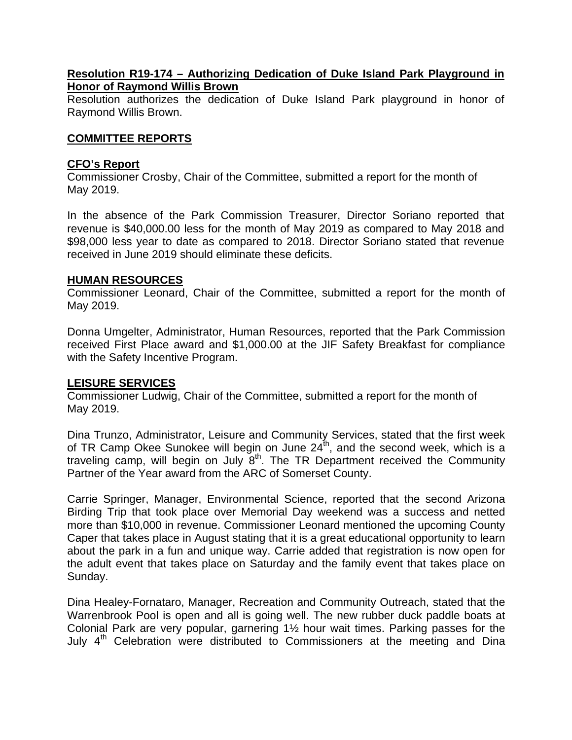**Resolution R19-174 – Authorizing Dedication of Duke Island Park Playground in Honor of Raymond Willis Brown**

Resolution authorizes the dedication of Duke Island Park playground in honor of Raymond Willis Brown.

## COMMITTEE REPORTS

### CFO's Report

Commissioner Crosby, Chair of the Committee, submitted a report for the month of May 2019.

In the absence of the Park Commission Treasurer, Director Soriano reported that revenue is $40,000.00 less for the month of May 2019 as compared to May 2018 and $98,000 less year to date as compared to 2018. Director Soriano stated that revenue received in June 2019 should eliminate these deficits.

### HUMAN RESOURCES

Commissioner Leonard, Chair of the Committee, submitted a report for the month of May 2019.

Donna Umgelter, Administrator, Human Resources, reported that the Park Commission received First Place award and $1,000.00 at the JIF Safety Breakfast for compliance with the Safety Incentive Program.

### LEISURE SERVICES

Commissioner Ludwig, Chair of the Committee, submitted a report for the month of May 2019.

Dina Trunzo, Administrator, Leisure and Community Services, stated that the first week of TR Camp Okee Sunokee will begin on June 24th, and the second week, which is a traveling camp, will begin on July 8th. The TR Department received the Community Partner of the Year award from the ARC of Somerset County.

Carrie Springer, Manager, Environmental Science, reported that the second Arizona Birding Trip that took place over Memorial Day weekend was a success and netted more than $10,000 in revenue. Commissioner Leonard mentioned the upcoming County Caper that takes place in August stating that it is a great educational opportunity to learn about the park in a fun and unique way. Carrie added that registration is now open for the adult event that takes place on Saturday and the family event that takes place on Sunday.

Dina Healey-Fornataro, Manager, Recreation and Community Outreach, stated that the Warrenbrook Pool is open and all is going well. The new rubber duck paddle boats at Colonial Park are very popular, garnering 1½ hour wait times. Parking passes for the July 4th Celebration were distributed to Commissioners at the meeting and Dina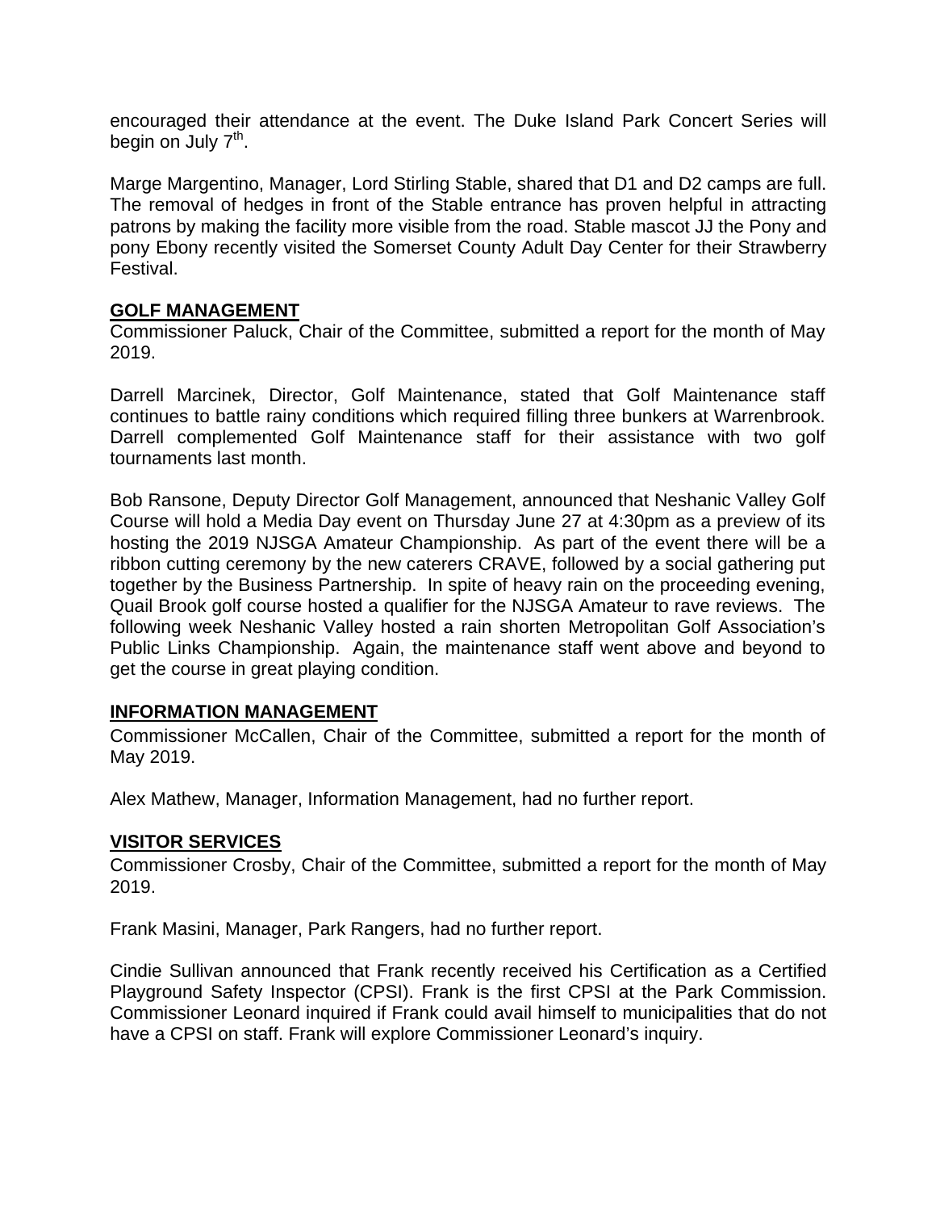encouraged their attendance at the event. The Duke Island Park Concert Series will begin on July 7th.

Marge Margentino, Manager, Lord Stirling Stable, shared that D1 and D2 camps are full. The removal of hedges in front of the Stable entrance has proven helpful in attracting patrons by making the facility more visible from the road. Stable mascot JJ the Pony and pony Ebony recently visited the Somerset County Adult Day Center for their Strawberry Festival.

**GOLF MANAGEMENT**

Commissioner Paluck, Chair of the Committee, submitted a report for the month of May 2019.

Darrell Marcinek, Director, Golf Maintenance, stated that Golf Maintenance staff continues to battle rainy conditions which required filling three bunkers at Warrenbrook. Darrell complemented Golf Maintenance staff for their assistance with two golf tournaments last month.

Bob Ransone, Deputy Director Golf Management, announced that Neshanic Valley Golf Course will hold a Media Day event on Thursday June 27 at 4:30pm as a preview of its hosting the 2019 NJSGA Amateur Championship. As part of the event there will be a ribbon cutting ceremony by the new caterers CRAVE, followed by a social gathering put together by the Business Partnership. In spite of heavy rain on the proceeding evening, Quail Brook golf course hosted a qualifier for the NJSGA Amateur to rave reviews. The following week Neshanic Valley hosted a rain shorten Metropolitan Golf Association's Public Links Championship. Again, the maintenance staff went above and beyond to get the course in great playing condition.

**INFORMATION MANAGEMENT**

Commissioner McCallen, Chair of the Committee, submitted a report for the month of May 2019.

Alex Mathew, Manager, Information Management, had no further report.

**VISITOR SERVICES**

Commissioner Crosby, Chair of the Committee, submitted a report for the month of May 2019.

Frank Masini, Manager, Park Rangers, had no further report.

Cindie Sullivan announced that Frank recently received his Certification as a Certified Playground Safety Inspector (CPSI). Frank is the first CPSI at the Park Commission. Commissioner Leonard inquired if Frank could avail himself to municipalities that do not have a CPSI on staff. Frank will explore Commissioner Leonard's inquiry.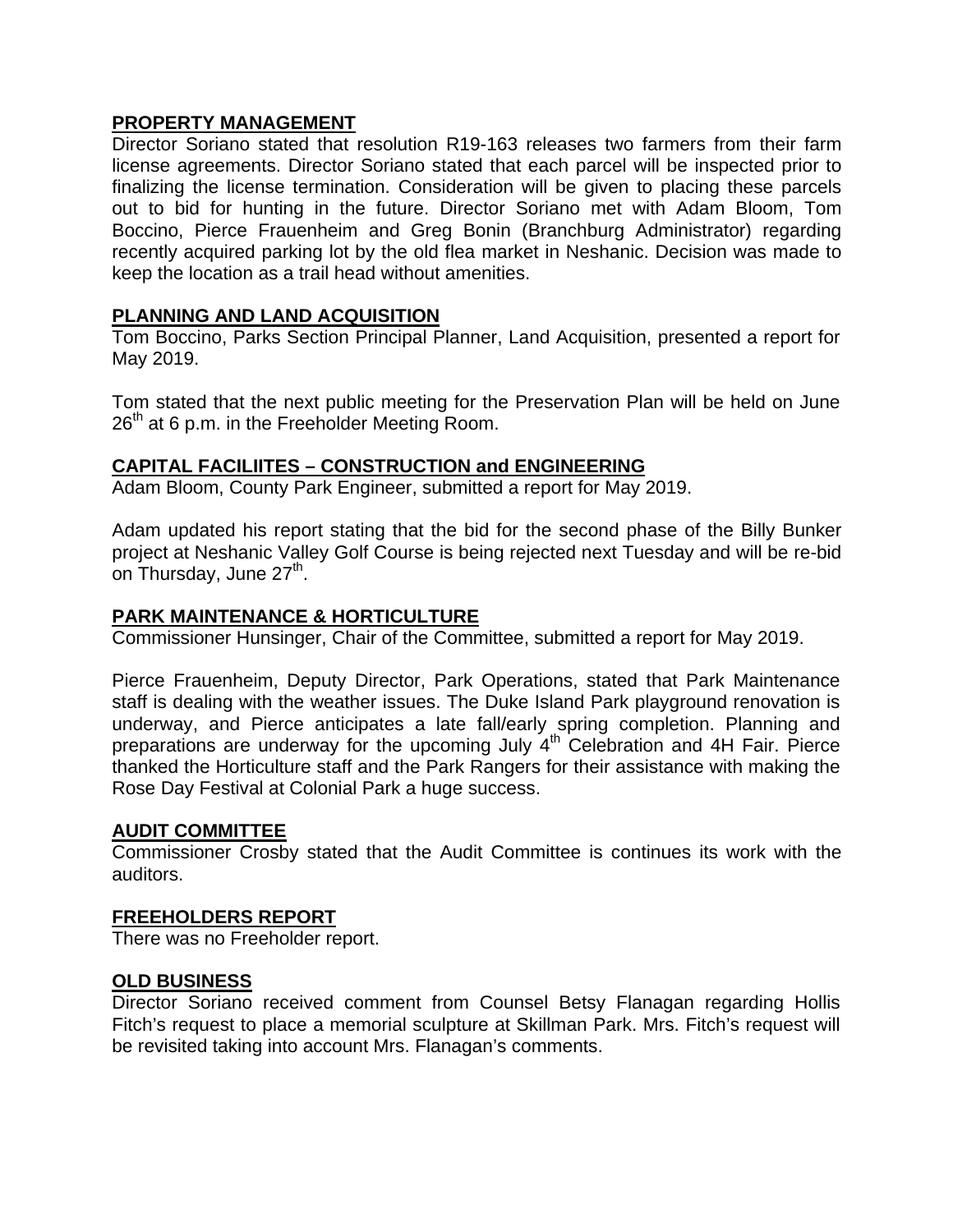**PROPERTY MANAGEMENT**

Director Soriano stated that resolution R19-163 releases two farmers from their farm license agreements. Director Soriano stated that each parcel will be inspected prior to finalizing the license termination. Consideration will be given to placing these parcels out to bid for hunting in the future. Director Soriano met with Adam Bloom, Tom Boccino, Pierce Frauenheim and Greg Bonin (Branchburg Administrator) regarding recently acquired parking lot by the old flea market in Neshanic. Decision was made to keep the location as a trail head without amenities.

**PLANNING AND LAND ACQUISITION**

Tom Boccino, Parks Section Principal Planner, Land Acquisition, presented a report for May 2019.

Tom stated that the next public meeting for the Preservation Plan will be held on June 26th at 6 p.m. in the Freeholder Meeting Room.

**CAPITAL FACILIITES – CONSTRUCTION and ENGINEERING**

Adam Bloom, County Park Engineer, submitted a report for May 2019.

Adam updated his report stating that the bid for the second phase of the Billy Bunker project at Neshanic Valley Golf Course is being rejected next Tuesday and will be re-bid on Thursday, June 27th.

**PARK MAINTENANCE & HORTICULTURE**

Commissioner Hunsinger, Chair of the Committee, submitted a report for May 2019.

Pierce Frauenheim, Deputy Director, Park Operations, stated that Park Maintenance staff is dealing with the weather issues. The Duke Island Park playground renovation is underway, and Pierce anticipates a late fall/early spring completion. Planning and preparations are underway for the upcoming July 4th Celebration and 4H Fair. Pierce thanked the Horticulture staff and the Park Rangers for their assistance with making the Rose Day Festival at Colonial Park a huge success.

**AUDIT COMMITTEE**

Commissioner Crosby stated that the Audit Committee is continues its work with the auditors.

**FREEHOLDERS REPORT**

There was no Freeholder report.

**OLD BUSINESS**

Director Soriano received comment from Counsel Betsy Flanagan regarding Hollis Fitch's request to place a memorial sculpture at Skillman Park. Mrs. Fitch's request will be revisited taking into account Mrs. Flanagan's comments.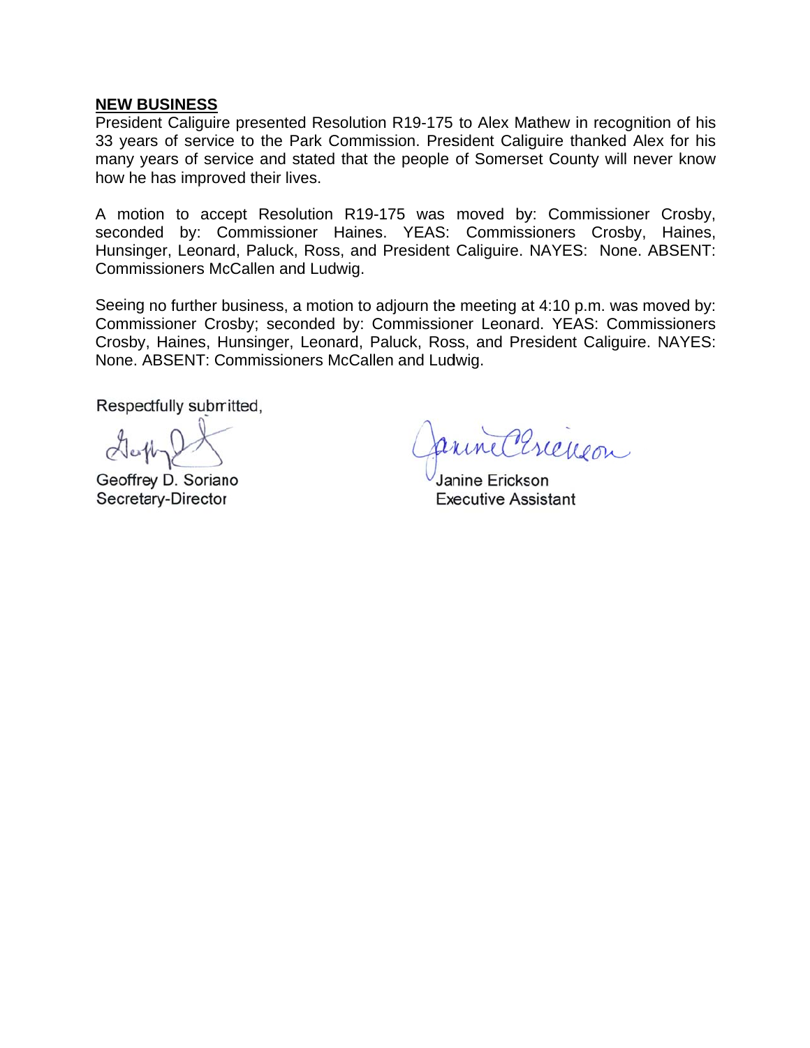**NEW BUSINESS**

President Caliguire presented Resolution R19-175 to Alex Mathew in recognition of his 33 years of service to the Park Commission. President Caliguire thanked Alex for his many years of service and stated that the people of Somerset County will never know how he has improved their lives.

A motion to accept Resolution R19-175 was moved by: Commissioner Crosby, seconded by: Commissioner Haines. YEAS: Commissioners Crosby, Haines, Hunsinger, Leonard, Paluck, Ross, and President Caliguire. NAYES: None. ABSENT: Commissioners McCallen and Ludwig.

Seeing no further business, a motion to adjourn the meeting at 4:10 p.m. was moved by: Commissioner Crosby; seconded by: Commissioner Leonard. YEAS: Commissioners Crosby, Haines, Hunsinger, Leonard, Paluck, Ross, and President Caliguire. NAYES: None. ABSENT: Commissioners McCallen and Ludwig.

Respectfully submitted,

Geoffrey D. Soriano
Secretary-Director

Janine Erickson
Executive Assistant